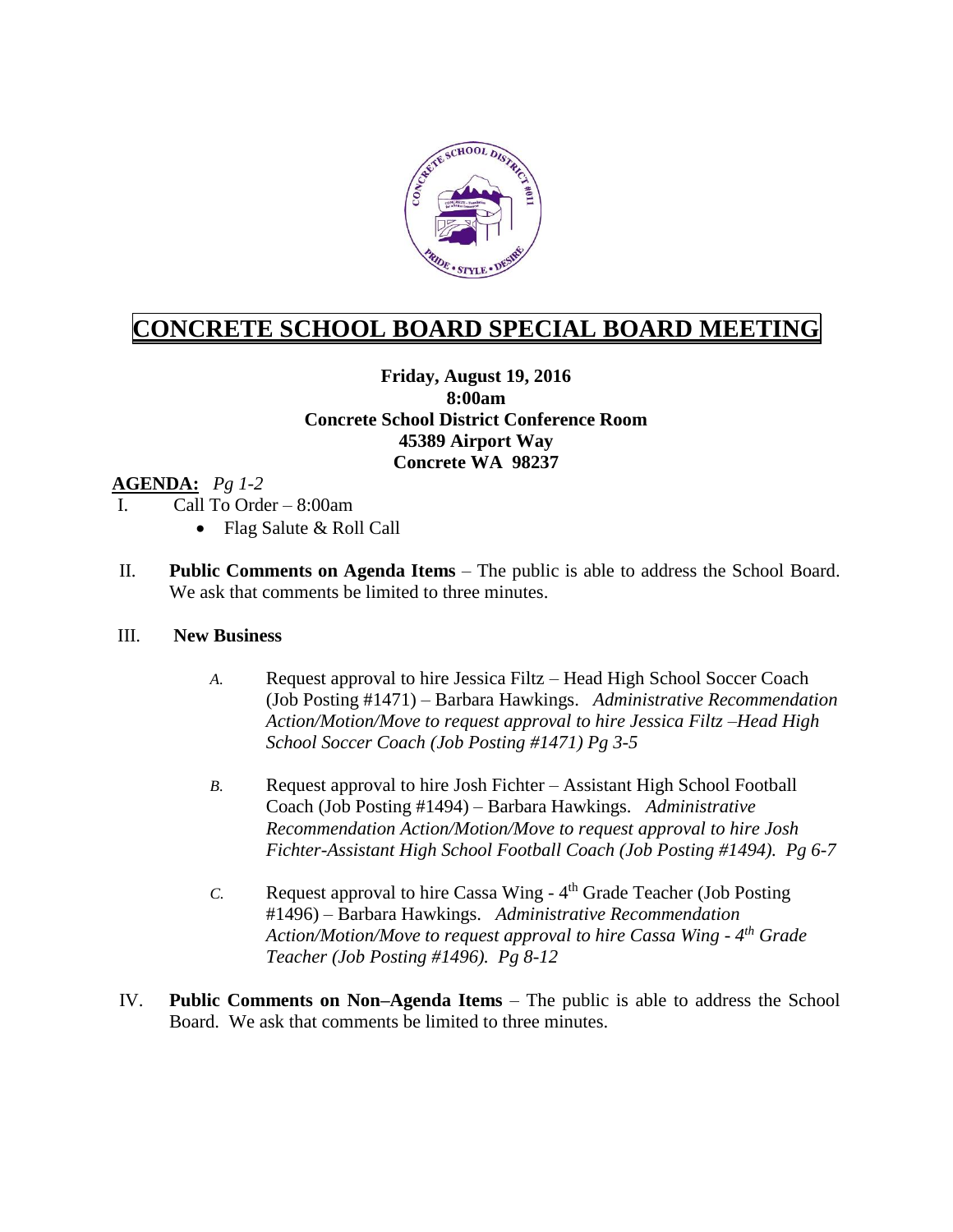# CONCRETE SCHOOL BOARD SPECIAL BOARD MEETING

**Friday, August 19, 2016**
**8:00am**
**Concrete School District Conference Room**
**45389 Airport Way**
**Concrete WA 98237**

**AGENDA:** *Pg 1-2*

I. Call To Order – 8:00am
- Flag Salute & Roll Call

II. **Public Comments on Agenda Items** – The public is able to address the School Board. We ask that comments be limited to three minutes.

III. **New Business**

*A.* Request approval to hire Jessica Filtz – Head High School Soccer Coach (Job Posting #1471) – Barbara Hawkings. *Administrative Recommendation Action/Motion/Move to request approval to hire Jessica Filtz –Head High School Soccer Coach (Job Posting #1471) Pg 3-5*

*B.* Request approval to hire Josh Fichter – Assistant High School Football Coach (Job Posting #1494) – Barbara Hawkings. *Administrative Recommendation Action/Motion/Move to request approval to hire Josh Fichter-Assistant High School Football Coach (Job Posting #1494). Pg 6-7*

*C.* Request approval to hire Cassa Wing - 4th Grade Teacher (Job Posting #1496) – Barbara Hawkings. *Administrative Recommendation Action/Motion/Move to request approval to hire Cassa Wing - 4th Grade Teacher (Job Posting #1496). Pg 8-12*

IV. **Public Comments on Non–Agenda Items** – The public is able to address the School Board. We ask that comments be limited to three minutes.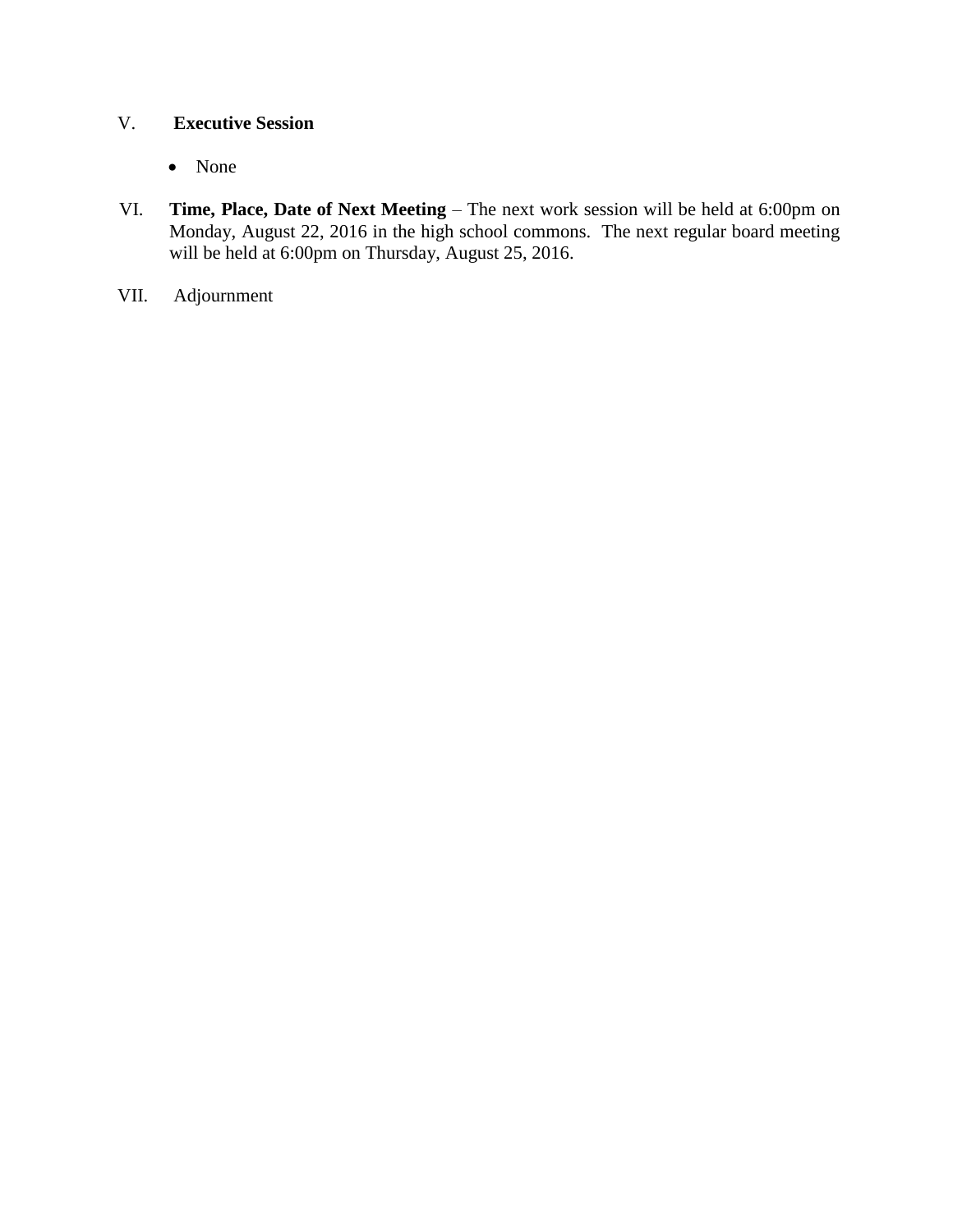V. **Executive Session**

- None

VI. **Time, Place, Date of Next Meeting** – The next work session will be held at 6:00pm on Monday, August 22, 2016 in the high school commons. The next regular board meeting will be held at 6:00pm on Thursday, August 25, 2016.

VII. Adjournment